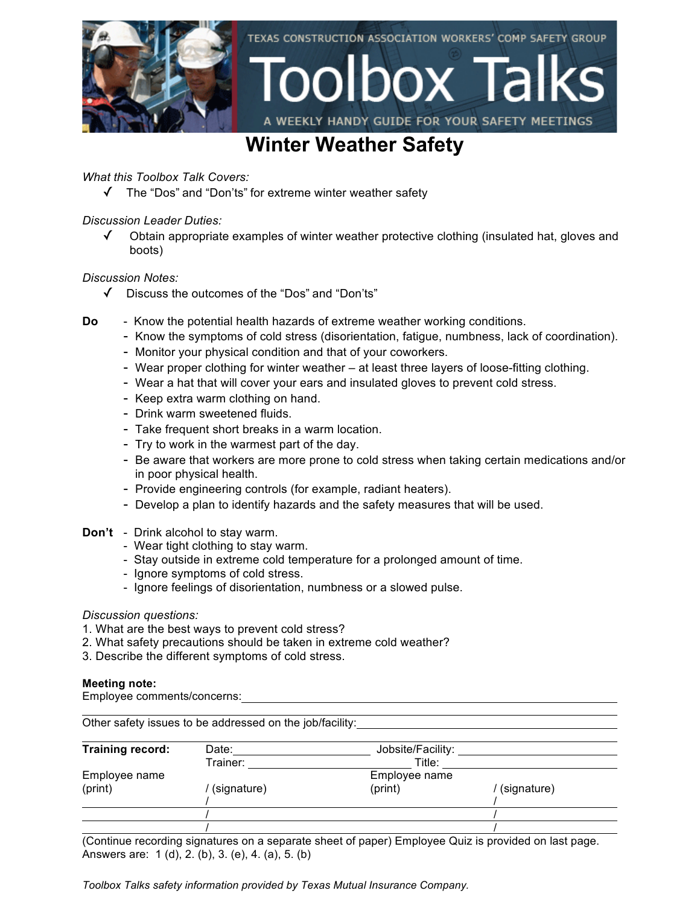TEXAS CONSTRUCTION ASSOCIATION WORKERS' COMP SAFETY GROUP

# Toolbox Talks

A WEEKLY HANDY GUIDE FOR YOUR SAFETY MEETINGS

## Winter Weather Safety

*What this Toolbox Talk Covers:*

- ✓ The "Dos" and "Don'ts" for extreme winter weather safety

*Discussion Leader Duties:*

- ✓ Obtain appropriate examples of winter weather protective clothing (insulated hat, gloves and boots)

*Discussion Notes:*

- ✓ Discuss the outcomes of the "Dos" and "Don'ts"

**Do**

- Know the potential health hazards of extreme weather working conditions.
- Know the symptoms of cold stress (disorientation, fatigue, numbness, lack of coordination).
- Monitor your physical condition and that of your coworkers.
- Wear proper clothing for winter weather – at least three layers of loose-fitting clothing.
- Wear a hat that will cover your ears and insulated gloves to prevent cold stress.
- Keep extra warm clothing on hand.
- Drink warm sweetened fluids.
- Take frequent short breaks in a warm location.
- Try to work in the warmest part of the day.
- Be aware that workers are more prone to cold stress when taking certain medications and/or in poor physical health.
- Provide engineering controls (for example, radiant heaters).
- Develop a plan to identify hazards and the safety measures that will be used.

**Don't**

- Drink alcohol to stay warm.
- Wear tight clothing to stay warm.
- Stay outside in extreme cold temperature for a prolonged amount of time.
- Ignore symptoms of cold stress.
- Ignore feelings of disorientation, numbness or a slowed pulse.

*Discussion questions:*

1. What are the best ways to prevent cold stress?
2. What safety precautions should be taken in extreme cold weather?
3. Describe the different symptoms of cold stress.

**Meeting note:**

Employee comments/concerns: \_\_\_\_\_\_\_\_\_\_\_\_\_\_\_\_\_\_\_\_\_\_\_\_\_\_\_\_\_\_\_\_\_\_\_\_

Other safety issues to be addressed on the job/facility: \_\_\_\_\_\_\_\_\_\_\_\_\_\_\_\_\_\_\_\_\_\_\_\_\_\_\_\_\_\_\_\_\_\_\_\_

**Training record:** Date: \_\_\_\_\_\_\_\_\_\_\_\_\_\_\_\_ Jobsite/Facility: \_\_\_\_\_\_\_\_\_\_\_\_\_\_\_\_

Trainer: \_\_\_\_\_\_\_\_\_\_\_\_\_\_\_\_ Title: \_\_\_\_\_\_\_\_\_\_\_\_\_\_\_\_

| Employee name (print) | / (signature) | Employee name (print) | / (signature) |
|---|---|---|---|
| | / | | / |
| | / | | / |
| | / | | / |

(Continue recording signatures on a separate sheet of paper) Employee Quiz is provided on last page.
Answers are: 1 (d), 2. (b), 3. (e), 4. (a), 5. (b)

*Toolbox Talks safety information provided by Texas Mutual Insurance Company.*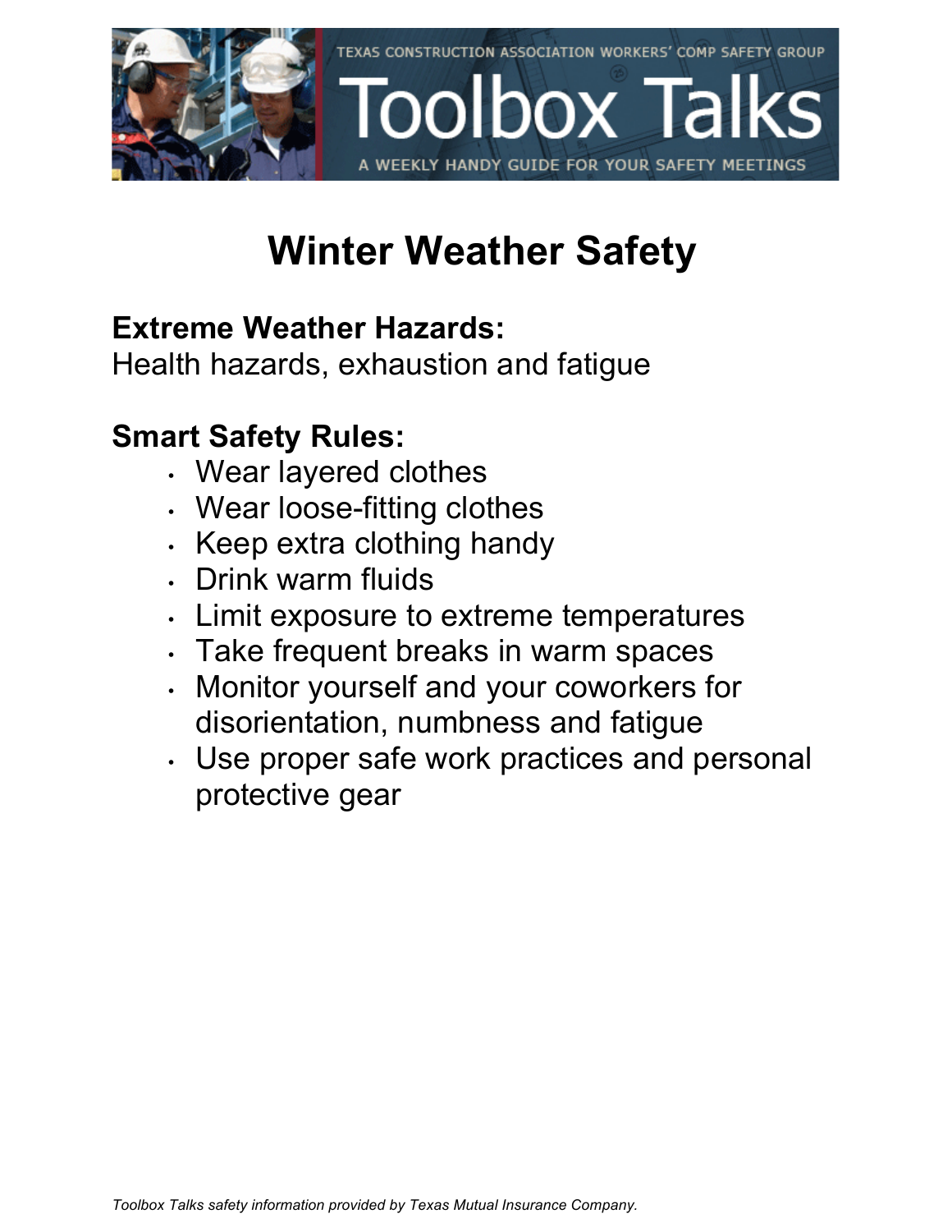TEXAS CONSTRUCTION ASSOCIATION WORKERS' COMP SAFETY GROUP

# Toolbox Talks

A WEEKLY HANDY GUIDE FOR YOUR SAFETY MEETINGS

# Winter Weather Safety

**Extreme Weather Hazards:**
Health hazards, exhaustion and fatigue

**Smart Safety Rules:**

- Wear layered clothes
- Wear loose-fitting clothes
- Keep extra clothing handy
- Drink warm fluids
- Limit exposure to extreme temperatures
- Take frequent breaks in warm spaces
- Monitor yourself and your coworkers for disorientation, numbness and fatigue
- Use proper safe work practices and personal protective gear

*Toolbox Talks safety information provided by Texas Mutual Insurance Company.*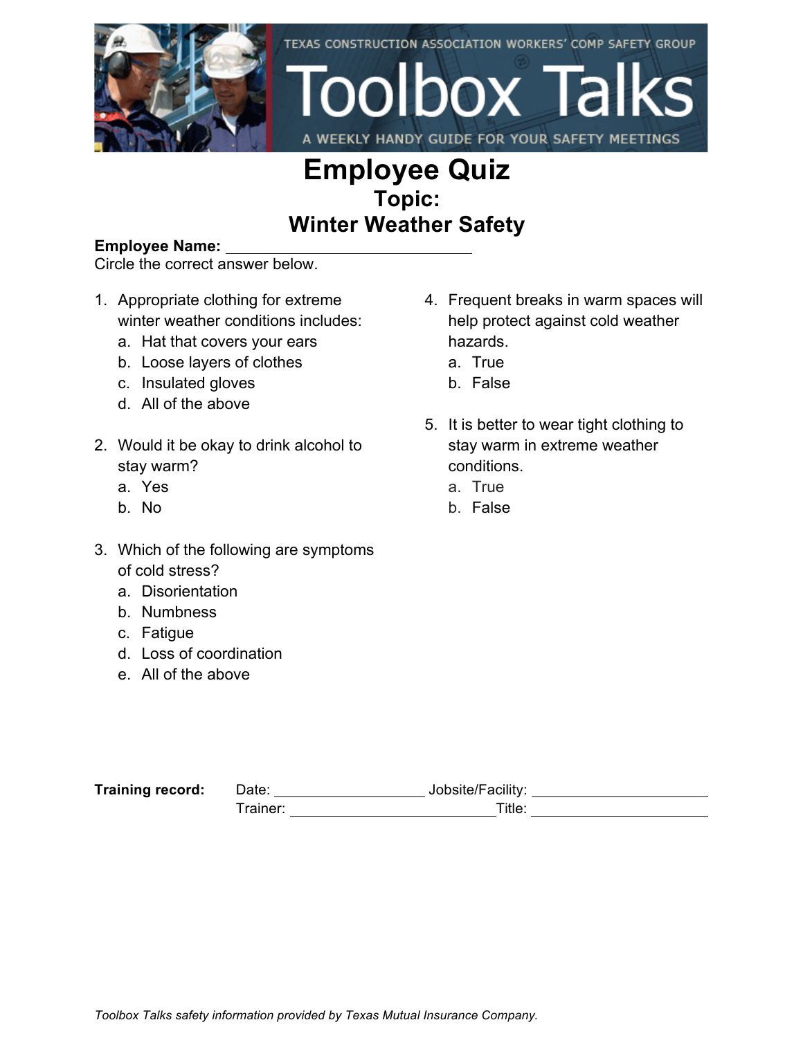TEXAS CONSTRUCTION ASSOCIATION WORKERS' COMP SAFETY GROUP

# Toolbox Talks

A WEEKLY HANDY GUIDE FOR YOUR SAFETY MEETINGS

# Employee Quiz

## Topic:
## Winter Weather Safety

**Employee Name:** ______________________________

Circle the correct answer below.

1. Appropriate clothing for extreme winter weather conditions includes:
   a. Hat that covers your ears
   b. Loose layers of clothes
   c. Insulated gloves
   d. All of the above

2. Would it be okay to drink alcohol to stay warm?
   a. Yes
   b. No

3. Which of the following are symptoms of cold stress?
   a. Disorientation
   b. Numbness
   c. Fatigue
   d. Loss of coordination
   e. All of the above

4. Frequent breaks in warm spaces will help protect against cold weather hazards.
   a. True
   b. False

5. It is better to wear tight clothing to stay warm in extreme weather conditions.
   a. True
   b. False

**Training record:** Date: ____________________ Jobsite/Facility: ________________________
Trainer: ____________________________ Title: ________________________

*Toolbox Talks safety information provided by Texas Mutual Insurance Company.*